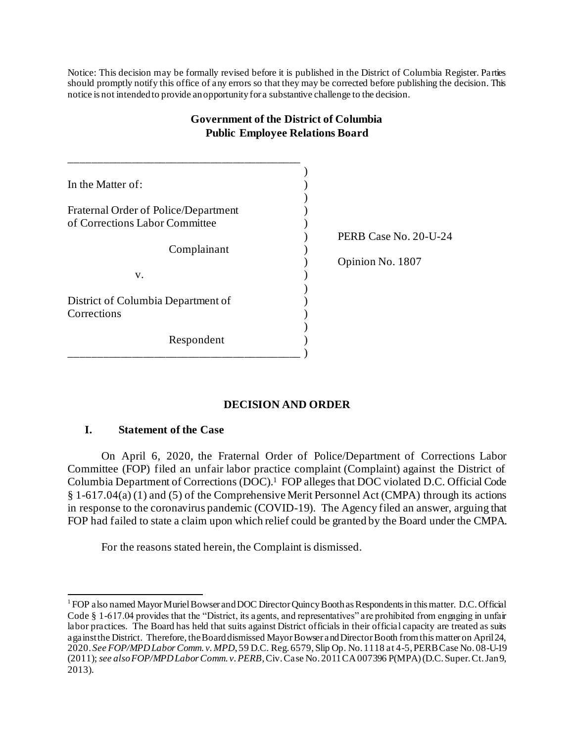Notice: This decision may be formally revised before it is published in the District of Columbia Register. Parties should promptly notify this office of any errors so that they may be corrected before publishing the decision. This notice is not intended to provide an opportunity for a substantive challenge to the decision.

**Government of the District of Columbia**
**Public Employee Relations Board**

In the Matter of:

Fraternal Order of Police/Department of Corrections Labor Committee

Complainant

v.

District of Columbia Department of Corrections

Respondent

PERB Case No. 20-U-24

Opinion No. 1807

## DECISION AND ORDER

### I. Statement of the Case

On April 6, 2020, the Fraternal Order of Police/Department of Corrections Labor Committee (FOP) filed an unfair labor practice complaint (Complaint) against the District of Columbia Department of Corrections (DOC).[1] FOP alleges that DOC violated D.C. Official Code § 1-617.04(a) (1) and (5) of the Comprehensive Merit Personnel Act (CMPA) through its actions in response to the coronavirus pandemic (COVID-19). The Agency filed an answer, arguing that FOP had failed to state a claim upon which relief could be granted by the Board under the CMPA.

For the reasons stated herein, the Complaint is dismissed.

[1] FOP also named Mayor Muriel Bowser and DOC Director Quincy Booth as Respondents in this matter. D.C. Official Code § 1-617.04 provides that the "District, its agents, and representatives" are prohibited from engaging in unfair labor practices. The Board has held that suits against District officials in their official capacity are treated as suits against the District. Therefore, the Board dismissed Mayor Bowser and Director Booth from this matter on April 24, 2020. *See FOP/MPD Labor Comm. v. MPD*, 59 D.C. Reg. 6579, Slip Op. No. 1118 at 4-5, PERB Case No. 08-U-19 (2011); *see also FOP/MPD Labor Comm. v. PERB*, Civ. Case No. 2011 CA 007396 P(MPA) (D.C. Super. Ct. Jan 9, 2013).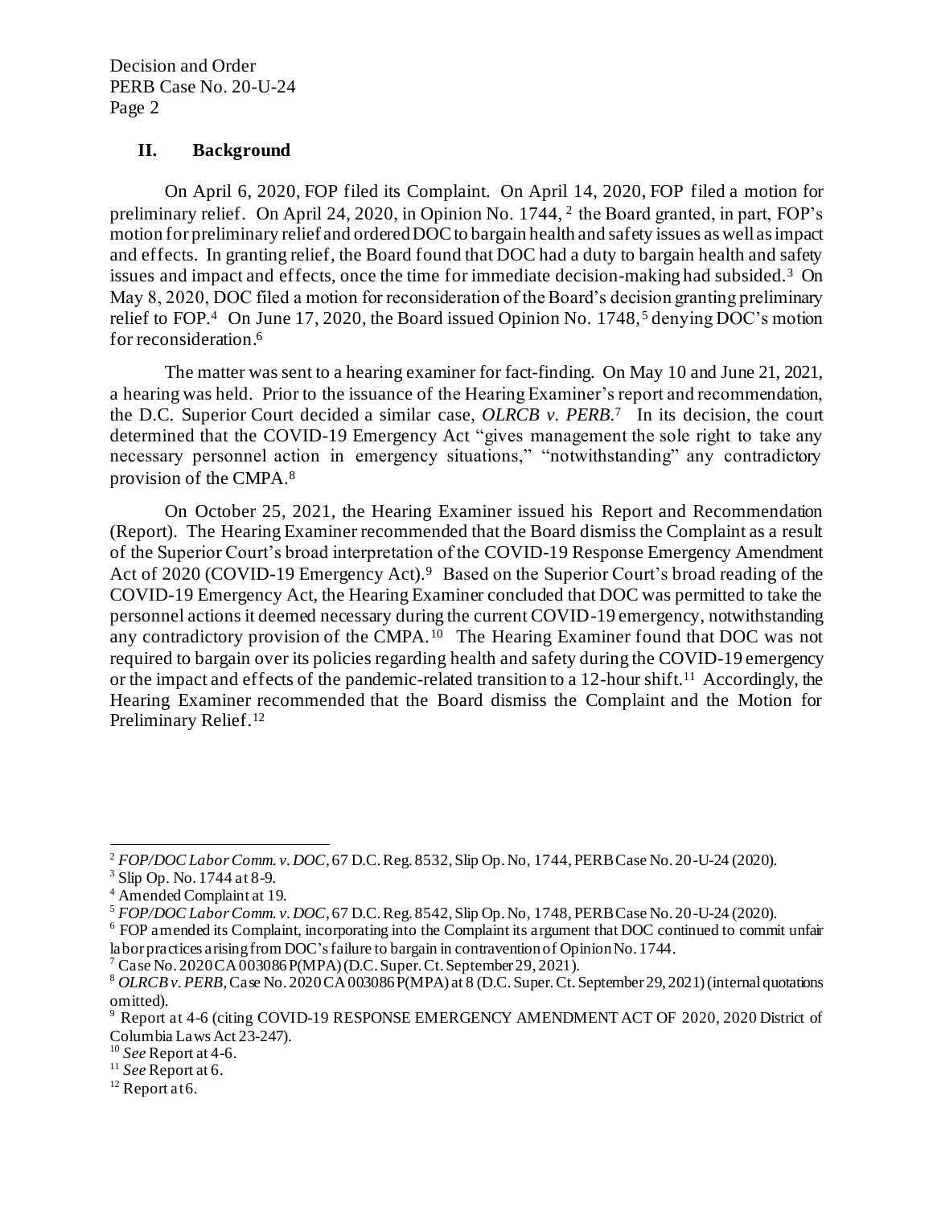## II. Background

On April 6, 2020, FOP filed its Complaint. On April 14, 2020, FOP filed a motion for preliminary relief. On April 24, 2020, in Opinion No. 1744,[2] the Board granted, in part, FOP's motion for preliminary relief and ordered DOC to bargain health and safety issues as well as impact and effects. In granting relief, the Board found that DOC had a duty to bargain health and safety issues and impact and effects, once the time for immediate decision-making had subsided.[3] On May 8, 2020, DOC filed a motion for reconsideration of the Board's decision granting preliminary relief to FOP.[4] On June 17, 2020, the Board issued Opinion No. 1748,[5] denying DOC's motion for reconsideration.[6]

The matter was sent to a hearing examiner for fact-finding. On May 10 and June 21, 2021, a hearing was held. Prior to the issuance of the Hearing Examiner's report and recommendation, the D.C. Superior Court decided a similar case, *OLRCB v. PERB*.[7] In its decision, the court determined that the COVID-19 Emergency Act "gives management the sole right to take any necessary personnel action in emergency situations," "notwithstanding" any contradictory provision of the CMPA.[8]

On October 25, 2021, the Hearing Examiner issued his Report and Recommendation (Report). The Hearing Examiner recommended that the Board dismiss the Complaint as a result of the Superior Court's broad interpretation of the COVID-19 Response Emergency Amendment Act of 2020 (COVID-19 Emergency Act).[9] Based on the Superior Court's broad reading of the COVID-19 Emergency Act, the Hearing Examiner concluded that DOC was permitted to take the personnel actions it deemed necessary during the current COVID-19 emergency, notwithstanding any contradictory provision of the CMPA.[10] The Hearing Examiner found that DOC was not required to bargain over its policies regarding health and safety during the COVID-19 emergency or the impact and effects of the pandemic-related transition to a 12-hour shift.[11] Accordingly, the Hearing Examiner recommended that the Board dismiss the Complaint and the Motion for Preliminary Relief.[12]

---

[2] *FOP/DOC Labor Comm. v. DOC*, 67 D.C. Reg. 8532, Slip Op. No, 1744, PERB Case No. 20-U-24 (2020).

[3] Slip Op. No. 1744 at 8-9.

[4] Amended Complaint at 19.

[5] *FOP/DOC Labor Comm. v. DOC*, 67 D.C. Reg. 8542, Slip Op. No, 1748, PERB Case No. 20-U-24 (2020).

[6] FOP amended its Complaint, incorporating into the Complaint its argument that DOC continued to commit unfair labor practices arising from DOC's failure to bargain in contravention of Opinion No. 1744.

[7] Case No. 2020 CA 003086 P(MPA) (D.C. Super. Ct. September 29, 2021).

[8] *OLRCB v. PERB*, Case No. 2020 CA 003086 P(MPA) at 8 (D.C. Super. Ct. September 29, 2021) (internal quotations omitted).

[9] Report at 4-6 (citing COVID-19 RESPONSE EMERGENCY AMENDMENT ACT OF 2020, 2020 District of Columbia Laws Act 23-247).

[10] *See* Report at 4-6.

[11] *See* Report at 6.

[12] Report at 6.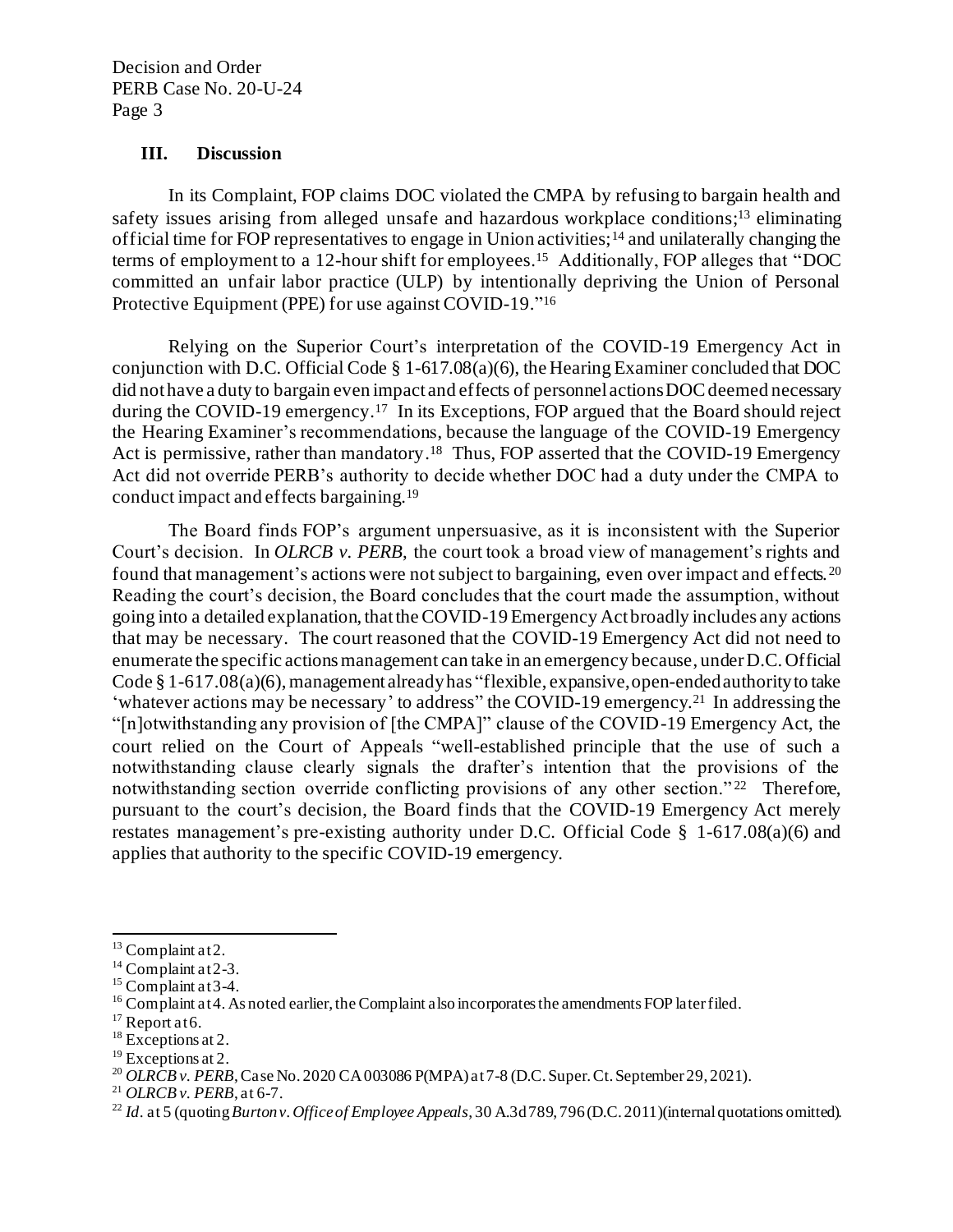## III. Discussion

In its Complaint, FOP claims DOC violated the CMPA by refusing to bargain health and safety issues arising from alleged unsafe and hazardous workplace conditions;[13] eliminating official time for FOP representatives to engage in Union activities;[14] and unilaterally changing the terms of employment to a 12-hour shift for employees.[15] Additionally, FOP alleges that "DOC committed an unfair labor practice (ULP) by intentionally depriving the Union of Personal Protective Equipment (PPE) for use against COVID-19."[16]

Relying on the Superior Court's interpretation of the COVID-19 Emergency Act in conjunction with D.C. Official Code § 1-617.08(a)(6), the Hearing Examiner concluded that DOC did not have a duty to bargain even impact and effects of personnel actions DOC deemed necessary during the COVID-19 emergency.[17] In its Exceptions, FOP argued that the Board should reject the Hearing Examiner's recommendations, because the language of the COVID-19 Emergency Act is permissive, rather than mandatory.[18] Thus, FOP asserted that the COVID-19 Emergency Act did not override PERB's authority to decide whether DOC had a duty under the CMPA to conduct impact and effects bargaining.[19]

The Board finds FOP's argument unpersuasive, as it is inconsistent with the Superior Court's decision. In *OLRCB v. PERB*, the court took a broad view of management's rights and found that management's actions were not subject to bargaining, even over impact and effects.[20] Reading the court's decision, the Board concludes that the court made the assumption, without going into a detailed explanation, that the COVID-19 Emergency Act broadly includes any actions that may be necessary. The court reasoned that the COVID-19 Emergency Act did not need to enumerate the specific actions management can take in an emergency because, under D.C. Official Code § 1-617.08(a)(6), management already has "flexible, expansive, open-ended authority to take 'whatever actions may be necessary' to address" the COVID-19 emergency.[21] In addressing the "[n]otwithstanding any provision of [the CMPA]" clause of the COVID-19 Emergency Act, the court relied on the Court of Appeals "well-established principle that the use of such a notwithstanding clause clearly signals the drafter's intention that the provisions of the notwithstanding section override conflicting provisions of any other section."[22] Therefore, pursuant to the court's decision, the Board finds that the COVID-19 Emergency Act merely restates management's pre-existing authority under D.C. Official Code § 1-617.08(a)(6) and applies that authority to the specific COVID-19 emergency.

---

[13] Complaint at 2.

[14] Complaint at 2-3.

[15] Complaint at 3-4.

[16] Complaint at 4. As noted earlier, the Complaint also incorporates the amendments FOP later filed.

[17] Report at 6.

[18] Exceptions at 2.

[19] Exceptions at 2.

[20] *OLRCB v. PERB*, Case No. 2020 CA 003086 P(MPA) at 7-8 (D.C. Super. Ct. September 29, 2021).

[21] *OLRCB v. PERB*, at 6-7.

[22] *Id.* at 5 (quoting *Burton v. Office of Employee Appeals*, 30 A.3d 789, 796 (D.C. 2011)(internal quotations omitted).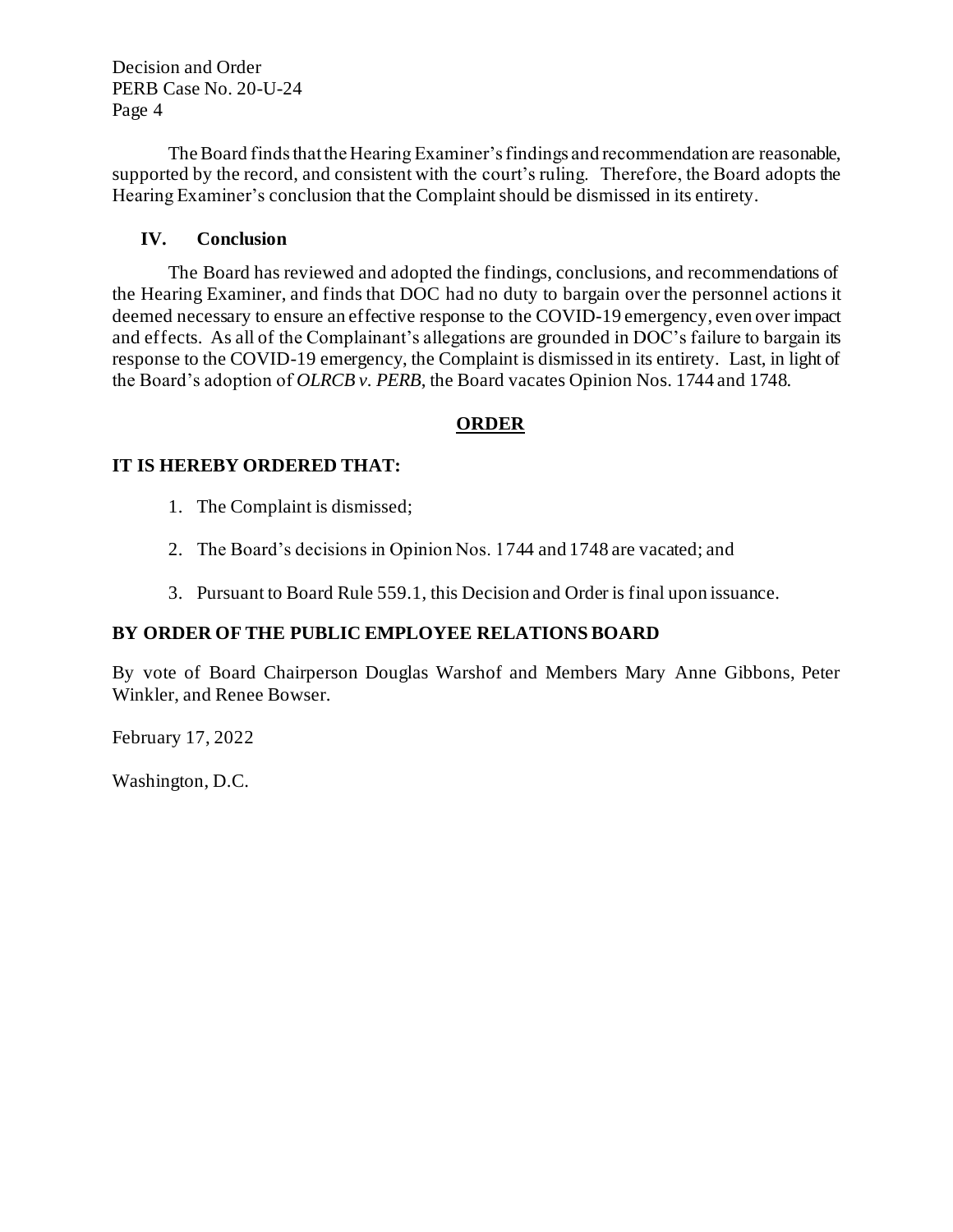The Board finds that the Hearing Examiner's findings and recommendation are reasonable, supported by the record, and consistent with the court's ruling. Therefore, the Board adopts the Hearing Examiner's conclusion that the Complaint should be dismissed in its entirety.

## IV. Conclusion

The Board has reviewed and adopted the findings, conclusions, and recommendations of the Hearing Examiner, and finds that DOC had no duty to bargain over the personnel actions it deemed necessary to ensure an effective response to the COVID-19 emergency, even over impact and effects. As all of the Complainant's allegations are grounded in DOC's failure to bargain its response to the COVID-19 emergency, the Complaint is dismissed in its entirety. Last, in light of the Board's adoption of *OLRCB v. PERB*, the Board vacates Opinion Nos. 1744 and 1748.

## ORDER

**IT IS HEREBY ORDERED THAT:**

1. The Complaint is dismissed;
2. The Board's decisions in Opinion Nos. 1744 and 1748 are vacated; and
3. Pursuant to Board Rule 559.1, this Decision and Order is final upon issuance.

**BY ORDER OF THE PUBLIC EMPLOYEE RELATIONS BOARD**

By vote of Board Chairperson Douglas Warshof and Members Mary Anne Gibbons, Peter Winkler, and Renee Bowser.

February 17, 2022

Washington, D.C.